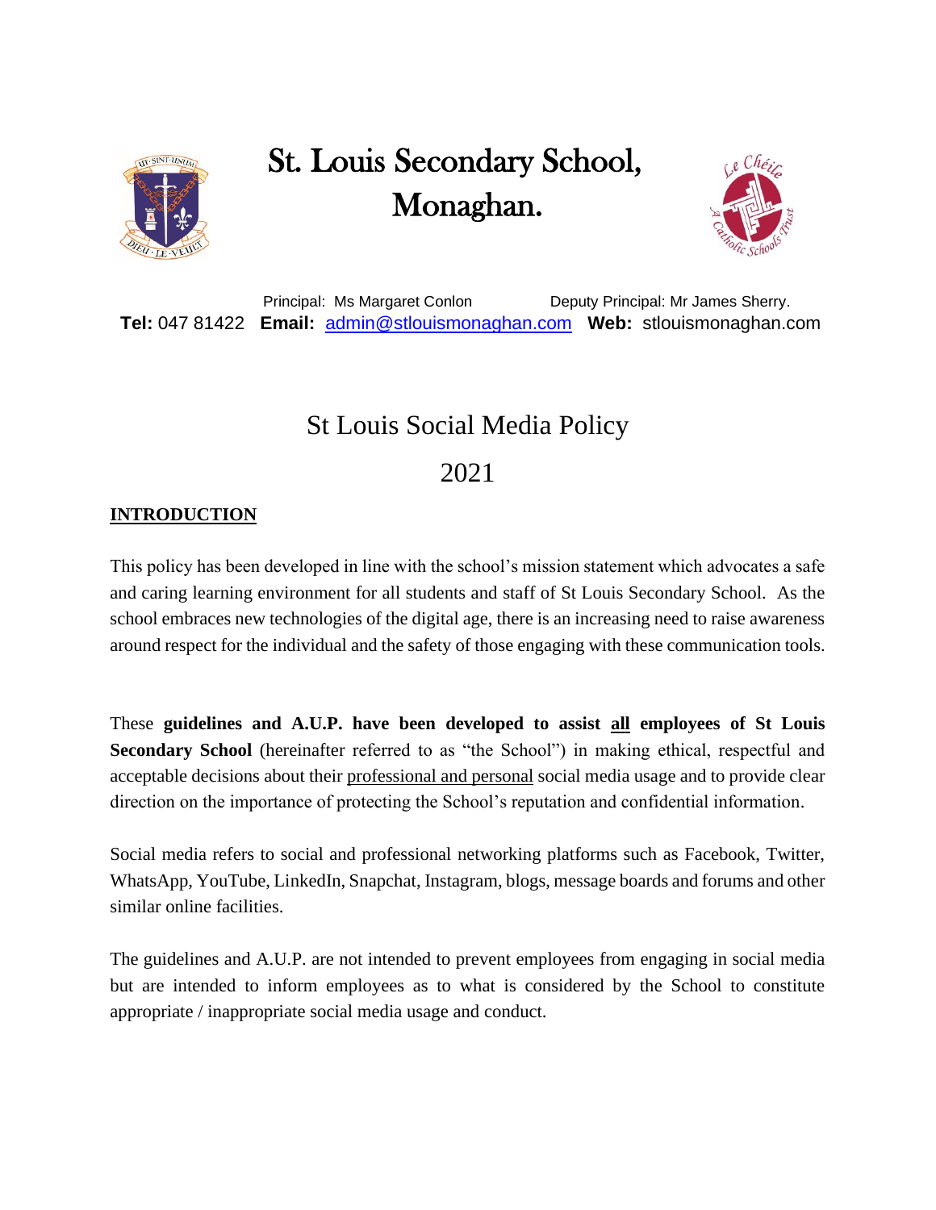# St. Louis Secondary School, Monaghan.

Principal: Ms Margaret Conlon Deputy Principal: Mr James Sherry.

**Tel:** 047 81422 **Email:** admin@stlouismonaghan.com **Web:** stlouismonaghan.com

## St Louis Social Media Policy

## 2021

### INTRODUCTION

This policy has been developed in line with the school's mission statement which advocates a safe and caring learning environment for all students and staff of St Louis Secondary School. As the school embraces new technologies of the digital age, there is an increasing need to raise awareness around respect for the individual and the safety of those engaging with these communication tools.

These **guidelines and A.U.P. have been developed to assist all employees of St Louis Secondary School** (hereinafter referred to as "the School") in making ethical, respectful and acceptable decisions about their professional and personal social media usage and to provide clear direction on the importance of protecting the School's reputation and confidential information.

Social media refers to social and professional networking platforms such as Facebook, Twitter, WhatsApp, YouTube, LinkedIn, Snapchat, Instagram, blogs, message boards and forums and other similar online facilities.

The guidelines and A.U.P. are not intended to prevent employees from engaging in social media but are intended to inform employees as to what is considered by the School to constitute appropriate / inappropriate social media usage and conduct.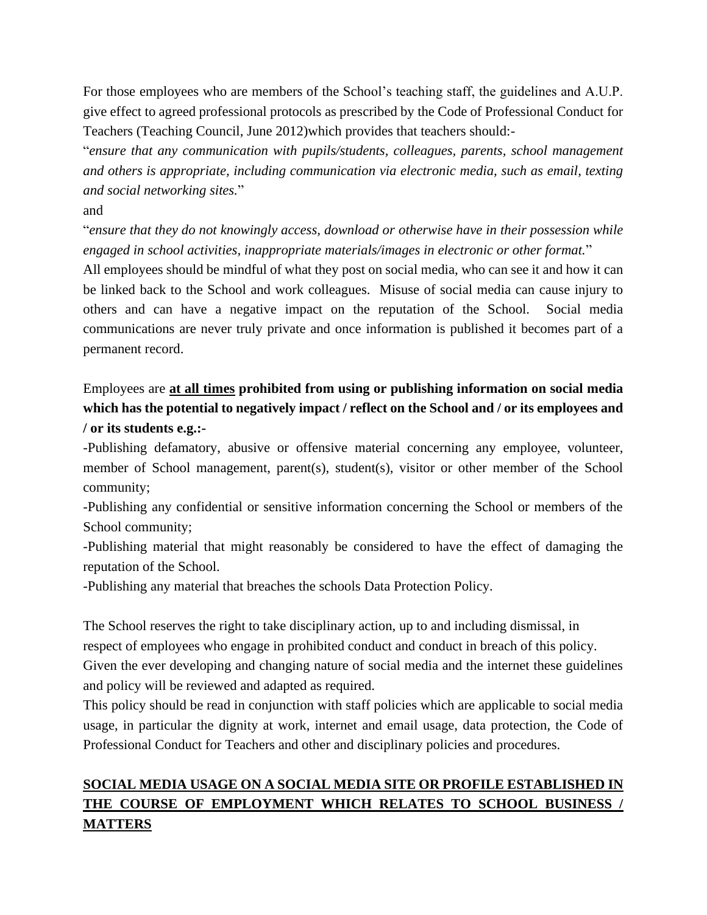For those employees who are members of the School's teaching staff, the guidelines and A.U.P. give effect to agreed professional protocols as prescribed by the Code of Professional Conduct for Teachers (Teaching Council, June 2012)which provides that teachers should:-

"*ensure that any communication with pupils/students, colleagues, parents, school management and others is appropriate, including communication via electronic media, such as email, texting and social networking sites.*"

and

"*ensure that they do not knowingly access, download or otherwise have in their possession while engaged in school activities, inappropriate materials/images in electronic or other format.*"

All employees should be mindful of what they post on social media, who can see it and how it can be linked back to the School and work colleagues. Misuse of social media can cause injury to others and can have a negative impact on the reputation of the School. Social media communications are never truly private and once information is published it becomes part of a permanent record.

Employees are **<u>at all times</u> prohibited from using or publishing information on social media which has the potential to negatively impact / reflect on the School and / or its employees and / or its students e.g.:-**

-Publishing defamatory, abusive or offensive material concerning any employee, volunteer, member of School management, parent(s), student(s), visitor or other member of the School community;

-Publishing any confidential or sensitive information concerning the School or members of the School community;

-Publishing material that might reasonably be considered to have the effect of damaging the reputation of the School.

-Publishing any material that breaches the schools Data Protection Policy.

The School reserves the right to take disciplinary action, up to and including dismissal, in respect of employees who engage in prohibited conduct and conduct in breach of this policy.

Given the ever developing and changing nature of social media and the internet these guidelines and policy will be reviewed and adapted as required.

This policy should be read in conjunction with staff policies which are applicable to social media usage, in particular the dignity at work, internet and email usage, data protection, the Code of Professional Conduct for Teachers and other and disciplinary policies and procedures.

## <u>SOCIAL MEDIA USAGE ON A SOCIAL MEDIA SITE OR PROFILE ESTABLISHED IN THE COURSE OF EMPLOYMENT WHICH RELATES TO SCHOOL BUSINESS / MATTERS</u>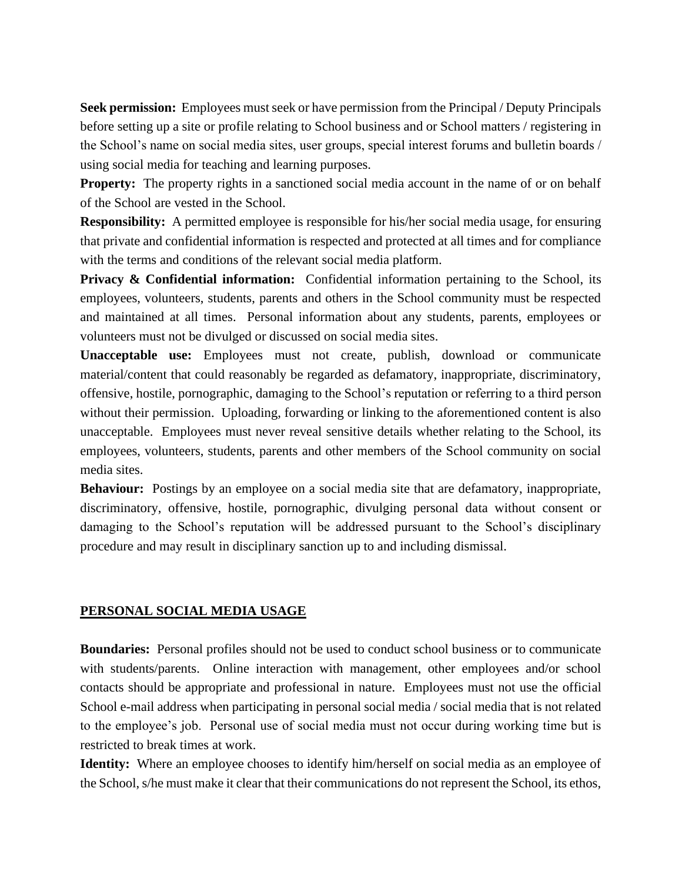**Seek permission:** Employees must seek or have permission from the Principal / Deputy Principals before setting up a site or profile relating to School business and or School matters / registering in the School's name on social media sites, user groups, special interest forums and bulletin boards / using social media for teaching and learning purposes.

**Property:** The property rights in a sanctioned social media account in the name of or on behalf of the School are vested in the School.

**Responsibility:** A permitted employee is responsible for his/her social media usage, for ensuring that private and confidential information is respected and protected at all times and for compliance with the terms and conditions of the relevant social media platform.

**Privacy & Confidential information:** Confidential information pertaining to the School, its employees, volunteers, students, parents and others in the School community must be respected and maintained at all times. Personal information about any students, parents, employees or volunteers must not be divulged or discussed on social media sites.

**Unacceptable use:** Employees must not create, publish, download or communicate material/content that could reasonably be regarded as defamatory, inappropriate, discriminatory, offensive, hostile, pornographic, damaging to the School's reputation or referring to a third person without their permission. Uploading, forwarding or linking to the aforementioned content is also unacceptable. Employees must never reveal sensitive details whether relating to the School, its employees, volunteers, students, parents and other members of the School community on social media sites.

**Behaviour:** Postings by an employee on a social media site that are defamatory, inappropriate, discriminatory, offensive, hostile, pornographic, divulging personal data without consent or damaging to the School's reputation will be addressed pursuant to the School's disciplinary procedure and may result in disciplinary sanction up to and including dismissal.

## PERSONAL SOCIAL MEDIA USAGE

**Boundaries:** Personal profiles should not be used to conduct school business or to communicate with students/parents. Online interaction with management, other employees and/or school contacts should be appropriate and professional in nature. Employees must not use the official School e-mail address when participating in personal social media / social media that is not related to the employee's job. Personal use of social media must not occur during working time but is restricted to break times at work.

**Identity:** Where an employee chooses to identify him/herself on social media as an employee of the School, s/he must make it clear that their communications do not represent the School, its ethos,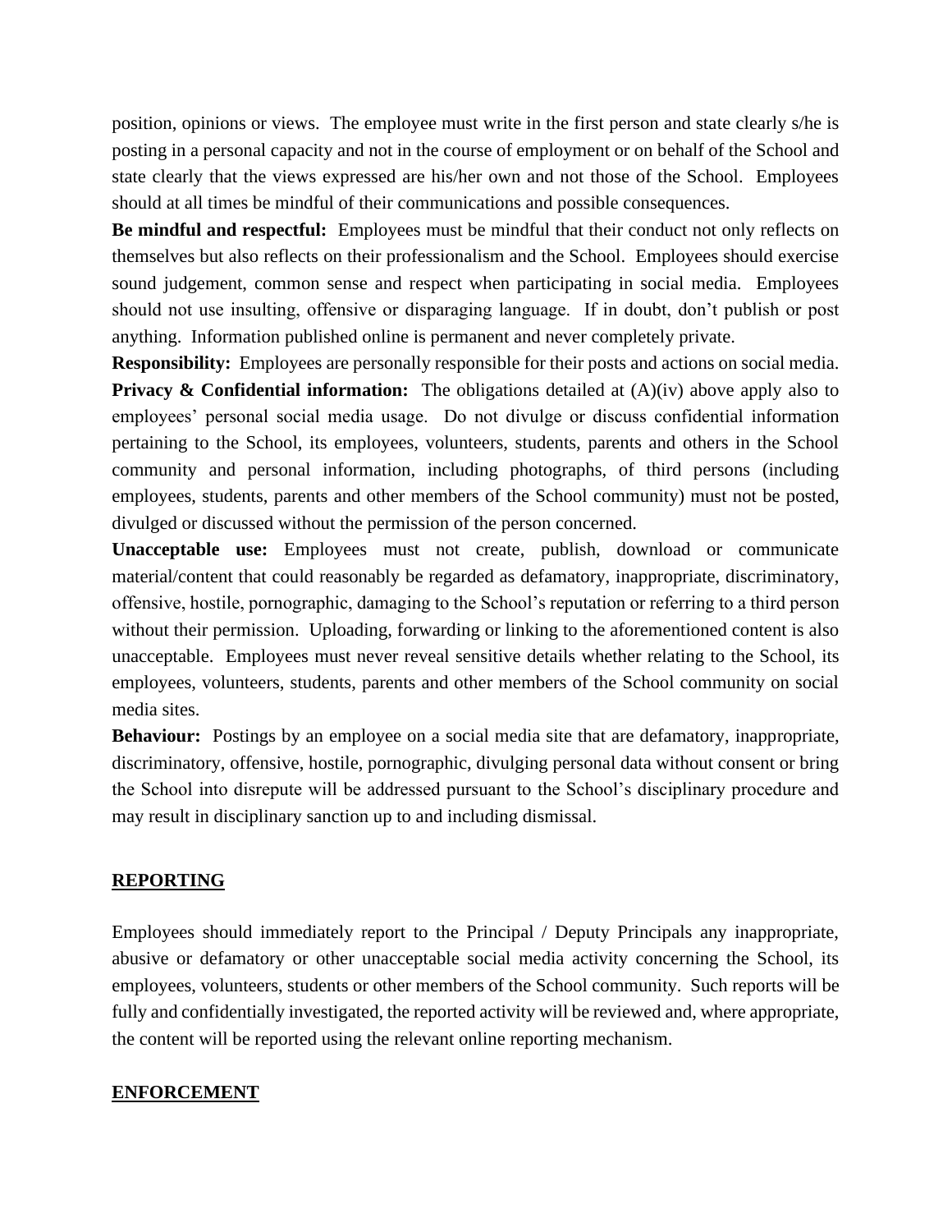position, opinions or views. The employee must write in the first person and state clearly s/he is posting in a personal capacity and not in the course of employment or on behalf of the School and state clearly that the views expressed are his/her own and not those of the School. Employees should at all times be mindful of their communications and possible consequences.

**Be mindful and respectful:** Employees must be mindful that their conduct not only reflects on themselves but also reflects on their professionalism and the School. Employees should exercise sound judgement, common sense and respect when participating in social media. Employees should not use insulting, offensive or disparaging language. If in doubt, don't publish or post anything. Information published online is permanent and never completely private.

**Responsibility:** Employees are personally responsible for their posts and actions on social media.

**Privacy & Confidential information:** The obligations detailed at (A)(iv) above apply also to employees' personal social media usage. Do not divulge or discuss confidential information pertaining to the School, its employees, volunteers, students, parents and others in the School community and personal information, including photographs, of third persons (including employees, students, parents and other members of the School community) must not be posted, divulged or discussed without the permission of the person concerned.

**Unacceptable use:** Employees must not create, publish, download or communicate material/content that could reasonably be regarded as defamatory, inappropriate, discriminatory, offensive, hostile, pornographic, damaging to the School's reputation or referring to a third person without their permission. Uploading, forwarding or linking to the aforementioned content is also unacceptable. Employees must never reveal sensitive details whether relating to the School, its employees, volunteers, students, parents and other members of the School community on social media sites.

**Behaviour:** Postings by an employee on a social media site that are defamatory, inappropriate, discriminatory, offensive, hostile, pornographic, divulging personal data without consent or bring the School into disrepute will be addressed pursuant to the School's disciplinary procedure and may result in disciplinary sanction up to and including dismissal.

## REPORTING

Employees should immediately report to the Principal / Deputy Principals any inappropriate, abusive or defamatory or other unacceptable social media activity concerning the School, its employees, volunteers, students or other members of the School community. Such reports will be fully and confidentially investigated, the reported activity will be reviewed and, where appropriate, the content will be reported using the relevant online reporting mechanism.

## ENFORCEMENT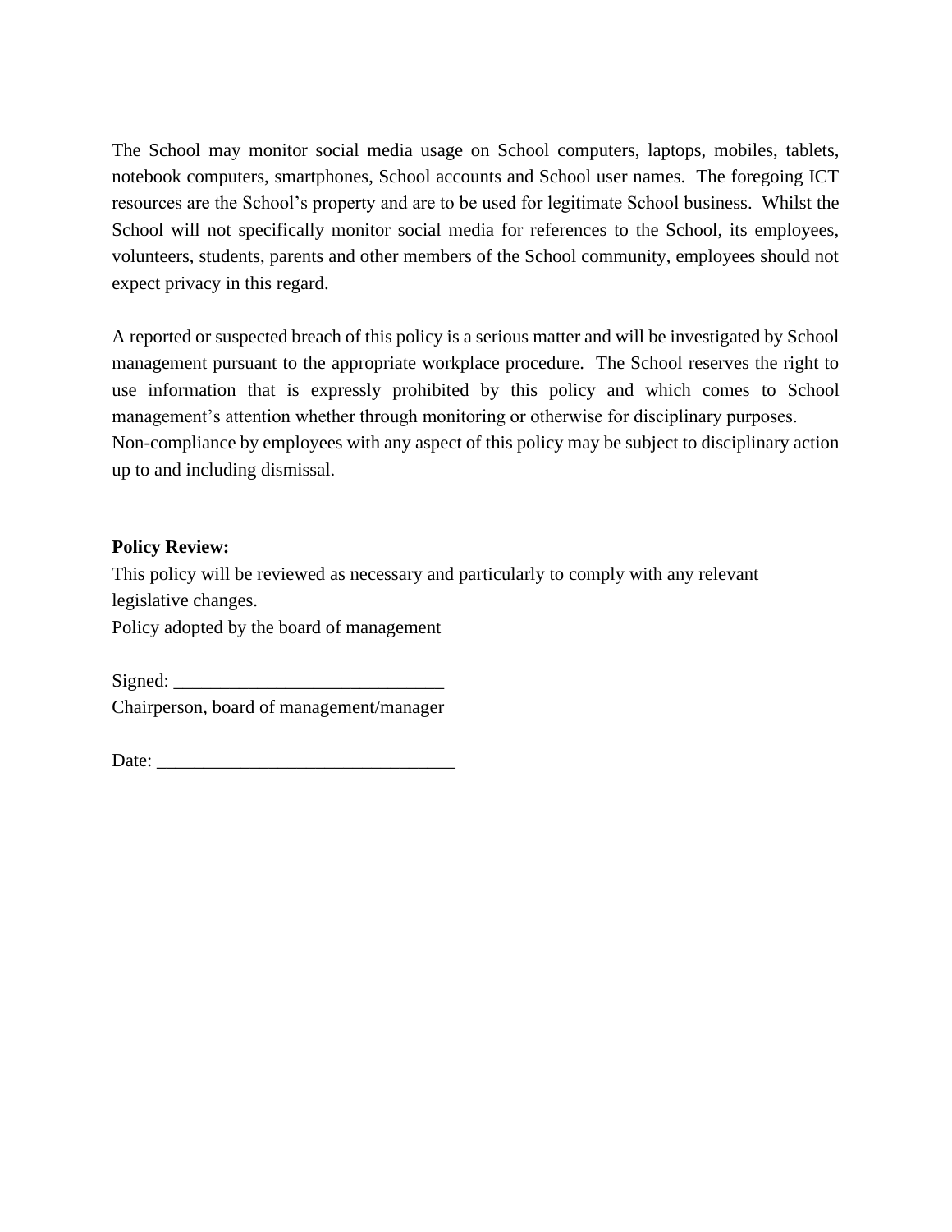The School may monitor social media usage on School computers, laptops, mobiles, tablets, notebook computers, smartphones, School accounts and School user names. The foregoing ICT resources are the School's property and are to be used for legitimate School business. Whilst the School will not specifically monitor social media for references to the School, its employees, volunteers, students, parents and other members of the School community, employees should not expect privacy in this regard.

A reported or suspected breach of this policy is a serious matter and will be investigated by School management pursuant to the appropriate workplace procedure. The School reserves the right to use information that is expressly prohibited by this policy and which comes to School management's attention whether through monitoring or otherwise for disciplinary purposes.
Non-compliance by employees with any aspect of this policy may be subject to disciplinary action up to and including dismissal.

**Policy Review:**
This policy will be reviewed as necessary and particularly to comply with any relevant legislative changes.
Policy adopted by the board of management

Signed: ____________________________
Chairperson, board of management/manager

Date: _______________________________